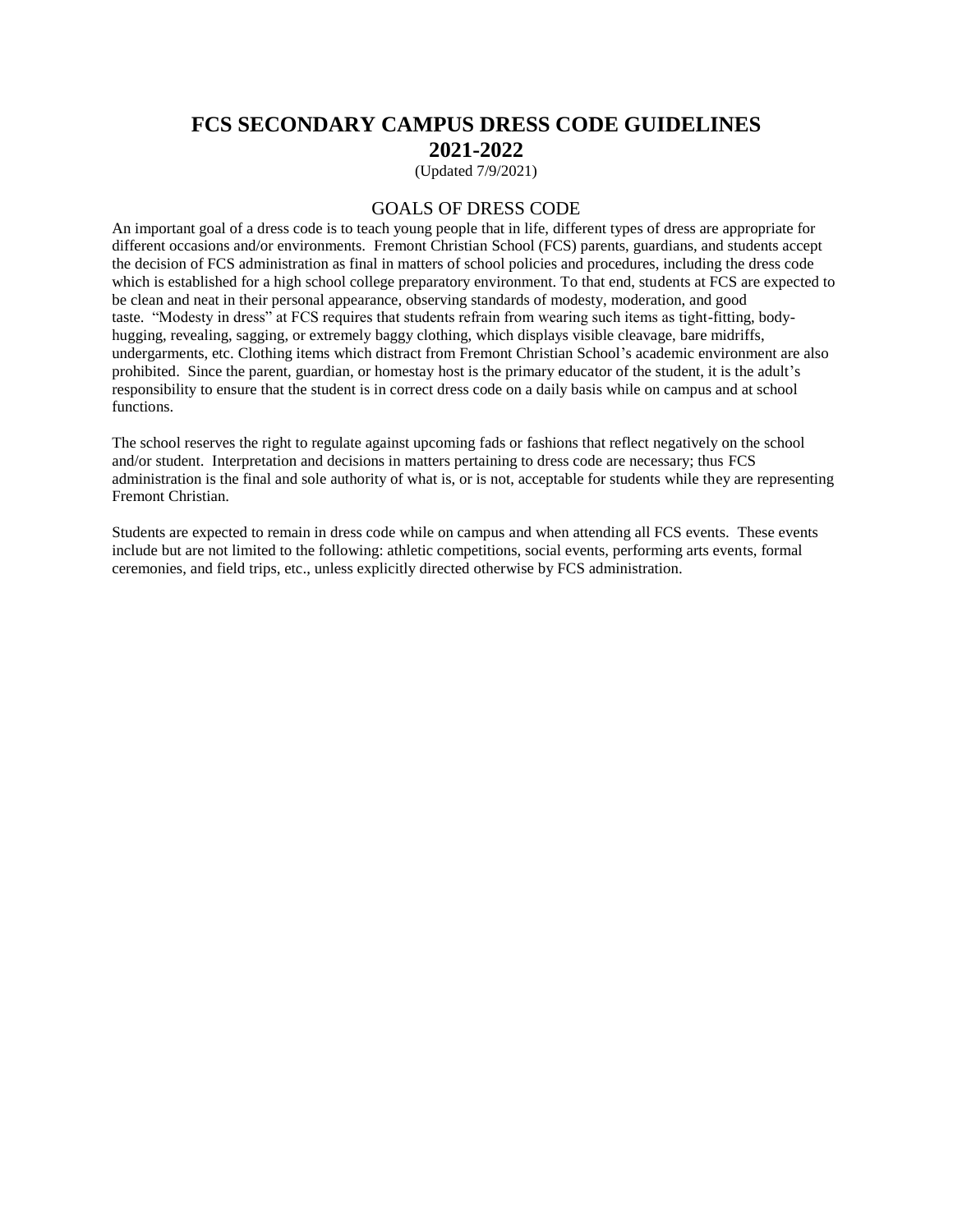# FCS SECONDARY CAMPUS DRESS CODE GUIDELINES 2021-2022

(Updated 7/9/2021)

## GOALS OF DRESS CODE

An important goal of a dress code is to teach young people that in life, different types of dress are appropriate for different occasions and/or environments. Fremont Christian School (FCS) parents, guardians, and students accept the decision of FCS administration as final in matters of school policies and procedures, including the dress code which is established for a high school college preparatory environment. To that end, students at FCS are expected to be clean and neat in their personal appearance, observing standards of modesty, moderation, and good taste. "Modesty in dress" at FCS requires that students refrain from wearing such items as tight-fitting, body-hugging, revealing, sagging, or extremely baggy clothing, which displays visible cleavage, bare midriffs, undergarments, etc. Clothing items which distract from Fremont Christian School's academic environment are also prohibited. Since the parent, guardian, or homestay host is the primary educator of the student, it is the adult's responsibility to ensure that the student is in correct dress code on a daily basis while on campus and at school functions.

The school reserves the right to regulate against upcoming fads or fashions that reflect negatively on the school and/or student. Interpretation and decisions in matters pertaining to dress code are necessary; thus FCS administration is the final and sole authority of what is, or is not, acceptable for students while they are representing Fremont Christian.

Students are expected to remain in dress code while on campus and when attending all FCS events. These events include but are not limited to the following: athletic competitions, social events, performing arts events, formal ceremonies, and field trips, etc., unless explicitly directed otherwise by FCS administration.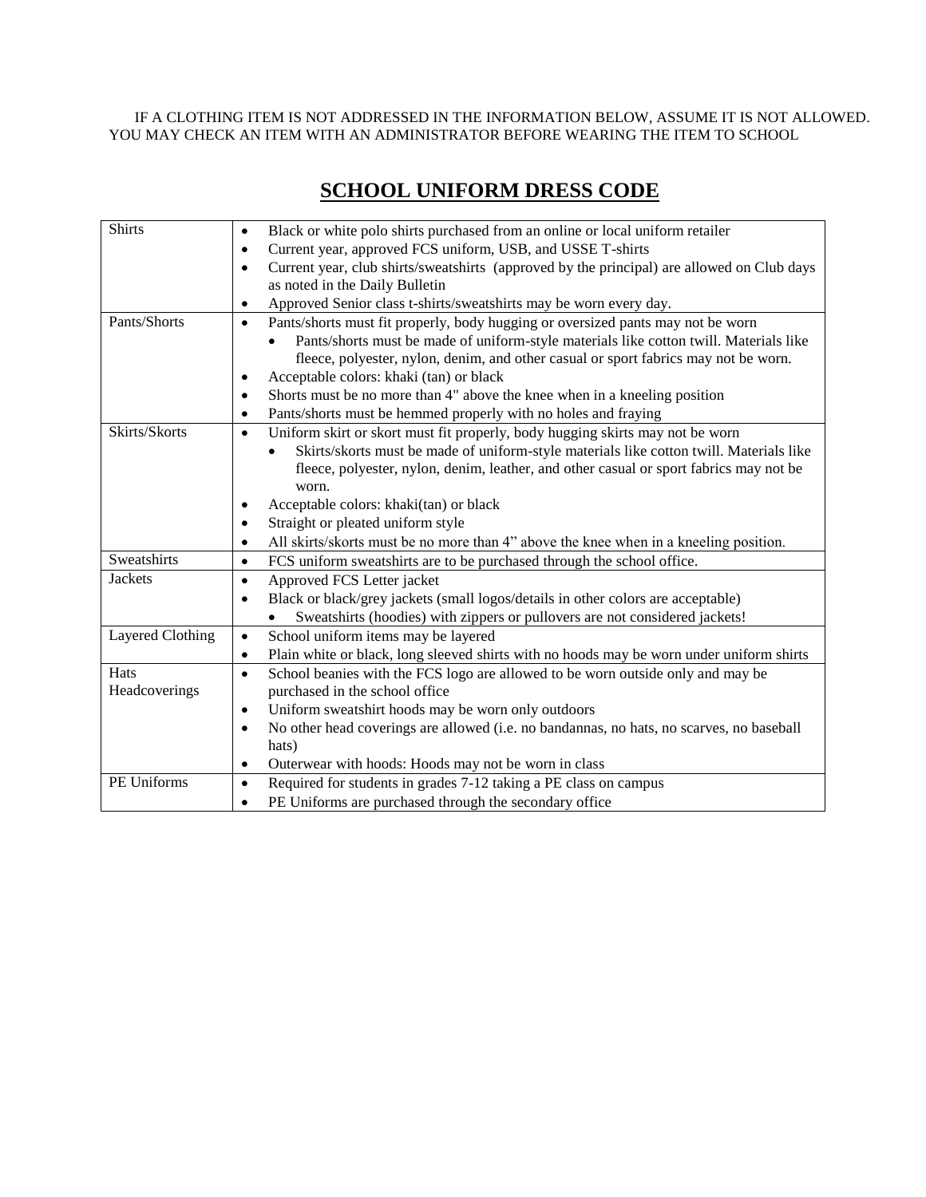IF A CLOTHING ITEM IS NOT ADDRESSED IN THE INFORMATION BELOW, ASSUME IT IS NOT ALLOWED. YOU MAY CHECK AN ITEM WITH AN ADMINISTRATOR BEFORE WEARING THE ITEM TO SCHOOL

# SCHOOL UNIFORM DRESS CODE

| | |
|---|---|
| Shirts | • Black or white polo shirts purchased from an online or local uniform retailer<br>• Current year, approved FCS uniform, USB, and USSE T-shirts<br>• Current year, club shirts/sweatshirts (approved by the principal) are allowed on Club days as noted in the Daily Bulletin<br>• Approved Senior class t-shirts/sweatshirts may be worn every day. |
| Pants/Shorts | • Pants/shorts must fit properly, body hugging or oversized pants may not be worn<br>  • Pants/shorts must be made of uniform-style materials like cotton twill. Materials like fleece, polyester, nylon, denim, and other casual or sport fabrics may not be worn.<br>• Acceptable colors: khaki (tan) or black<br>• Shorts must be no more than 4" above the knee when in a kneeling position<br>• Pants/shorts must be hemmed properly with no holes and fraying |
| Skirts/Skorts | • Uniform skirt or skort must fit properly, body hugging skirts may not be worn<br>  • Skirts/skorts must be made of uniform-style materials like cotton twill. Materials like fleece, polyester, nylon, denim, leather, and other casual or sport fabrics may not be worn.<br>• Acceptable colors: khaki(tan) or black<br>• Straight or pleated uniform style<br>• All skirts/skorts must be no more than 4" above the knee when in a kneeling position. |
| Sweatshirts | • FCS uniform sweatshirts are to be purchased through the school office. |
| Jackets | • Approved FCS Letter jacket<br>• Black or black/grey jackets (small logos/details in other colors are acceptable)<br>  • Sweatshirts (hoodies) with zippers or pullovers are not considered jackets! |
| Layered Clothing | • School uniform items may be layered<br>• Plain white or black, long sleeved shirts with no hoods may be worn under uniform shirts |
| Hats<br>Headcoverings | • School beanies with the FCS logo are allowed to be worn outside only and may be purchased in the school office<br>• Uniform sweatshirt hoods may be worn only outdoors<br>• No other head coverings are allowed (i.e. no bandannas, no hats, no scarves, no baseball hats)<br>• Outerwear with hoods: Hoods may not be worn in class |
| PE Uniforms | • Required for students in grades 7-12 taking a PE class on campus<br>• PE Uniforms are purchased through the secondary office |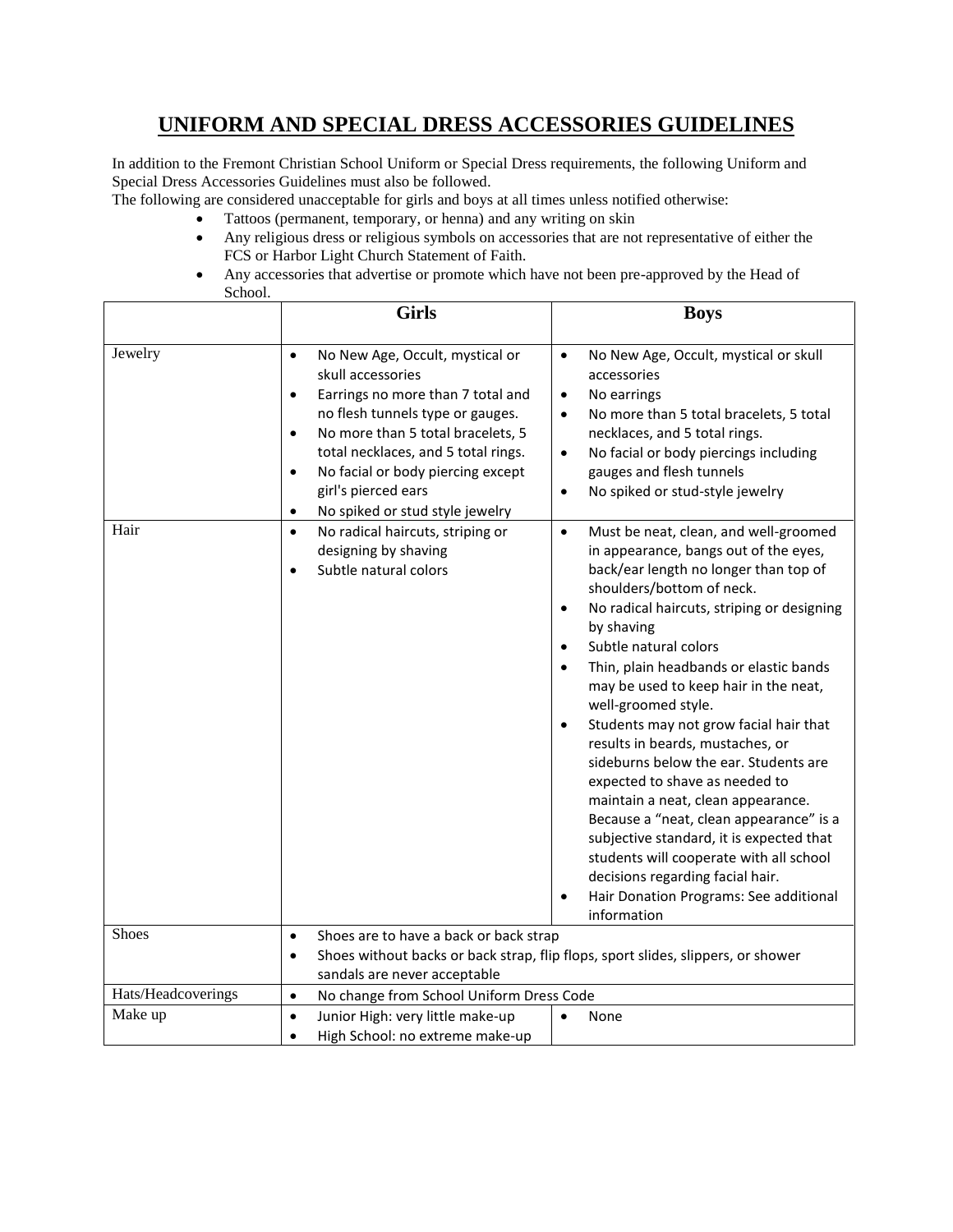# UNIFORM AND SPECIAL DRESS ACCESSORIES GUIDELINES

In addition to the Fremont Christian School Uniform or Special Dress requirements, the following Uniform and Special Dress Accessories Guidelines must also be followed.

The following are considered unacceptable for girls and boys at all times unless notified otherwise:

- Tattoos (permanent, temporary, or henna) and any writing on skin
- Any religious dress or religious symbols on accessories that are not representative of either the FCS or Harbor Light Church Statement of Faith.
- Any accessories that advertise or promote which have not been pre-approved by the Head of School.

| | Girls | Boys |
|---|---|---|
| Jewelry | • No New Age, Occult, mystical or skull accessories<br>• Earrings no more than 7 total and no flesh tunnels type or gauges.<br>• No more than 5 total bracelets, 5 total necklaces, and 5 total rings.<br>• No facial or body piercing except girl's pierced ears<br>• No spiked or stud style jewelry | • No New Age, Occult, mystical or skull accessories<br>• No earrings<br>• No more than 5 total bracelets, 5 total necklaces, and 5 total rings.<br>• No facial or body piercings including gauges and flesh tunnels<br>• No spiked or stud-style jewelry |
| Hair | • No radical haircuts, striping or designing by shaving<br>• Subtle natural colors | • Must be neat, clean, and well-groomed in appearance, bangs out of the eyes, back/ear length no longer than top of shoulders/bottom of neck.<br>• No radical haircuts, striping or designing by shaving<br>• Subtle natural colors<br>• Thin, plain headbands or elastic bands may be used to keep hair in the neat, well-groomed style.<br>• Students may not grow facial hair that results in beards, mustaches, or sideburns below the ear. Students are expected to shave as needed to maintain a neat, clean appearance. Because a "neat, clean appearance" is a subjective standard, it is expected that students will cooperate with all school decisions regarding facial hair.<br>• Hair Donation Programs: See additional information |
| Shoes | • Shoes are to have a back or back strap<br>• Shoes without backs or back strap, flip flops, sport slides, slippers, or shower sandals are never acceptable | |
| Hats/Headcoverings | • No change from School Uniform Dress Code | |
| Make up | • Junior High: very little make-up<br>• High School: no extreme make-up | • None |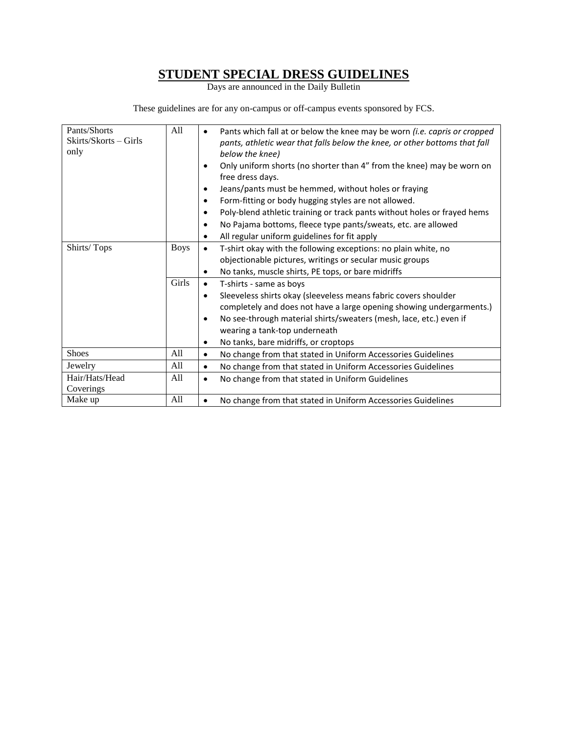# STUDENT SPECIAL DRESS GUIDELINES

Days are announced in the Daily Bulletin

These guidelines are for any on-campus or off-campus events sponsored by FCS.

| | | |
|---|---|---|
| Pants/Shorts<br>Skirts/Skorts – Girls only | All | • Pants which fall at or below the knee may be worn *(i.e. capris or cropped pants, athletic wear that falls below the knee, or other bottoms that fall below the knee)*<br>• Only uniform shorts (no shorter than 4" from the knee) may be worn on free dress days.<br>• Jeans/pants must be hemmed, without holes or fraying<br>• Form-fitting or body hugging styles are not allowed.<br>• Poly-blend athletic training or track pants without holes or frayed hems<br>• No Pajama bottoms, fleece type pants/sweats, etc. are allowed<br>• All regular uniform guidelines for fit apply |
| Shirts/ Tops | Boys | • T-shirt okay with the following exceptions: no plain white, no objectionable pictures, writings or secular music groups<br>• No tanks, muscle shirts, PE tops, or bare midriffs |
| | Girls | • T-shirts - same as boys<br>• Sleeveless shirts okay (sleeveless means fabric covers shoulder completely and does not have a large opening showing undergarments.)<br>• No see-through material shirts/sweaters (mesh, lace, etc.) even if wearing a tank-top underneath<br>• No tanks, bare midriffs, or croptops |
| Shoes | All | • No change from that stated in Uniform Accessories Guidelines |
| Jewelry | All | • No change from that stated in Uniform Accessories Guidelines |
| Hair/Hats/Head Coverings | All | • No change from that stated in Uniform Guidelines |
| Make up | All | • No change from that stated in Uniform Accessories Guidelines |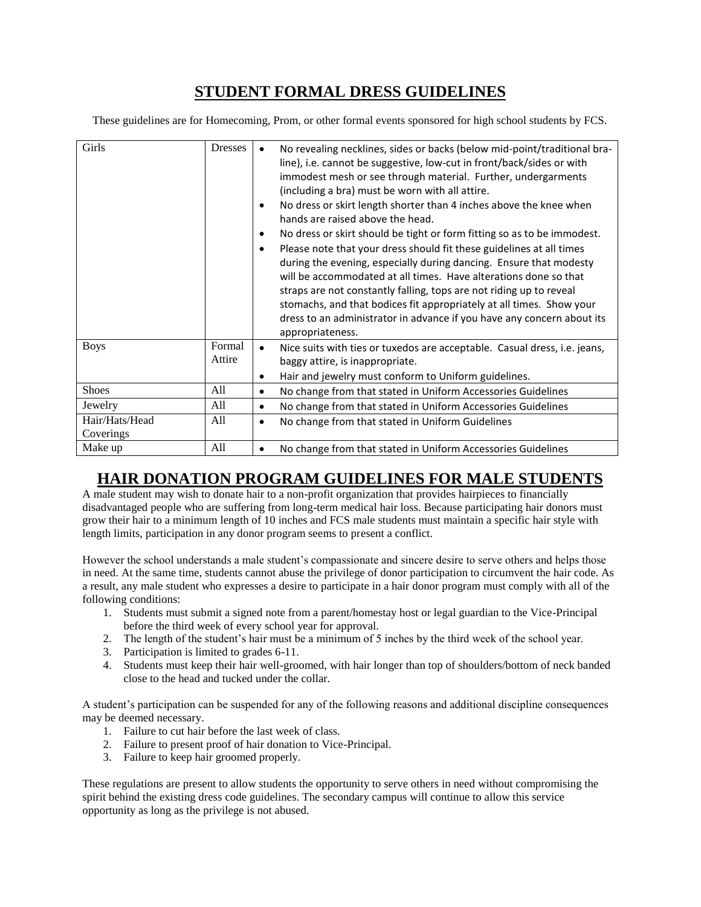## STUDENT FORMAL DRESS GUIDELINES

These guidelines are for Homecoming, Prom, or other formal events sponsored for high school students by FCS.

| | | |
|---|---|---|
| Girls | Dresses | • No revealing necklines, sides or backs (below mid-point/traditional bra-line), i.e. cannot be suggestive, low-cut in front/back/sides or with immodest mesh or see through material. Further, undergarments (including a bra) must be worn with all attire.<br>• No dress or skirt length shorter than 4 inches above the knee when hands are raised above the head.<br>• No dress or skirt should be tight or form fitting so as to be immodest.<br>• Please note that your dress should fit these guidelines at all times during the evening, especially during dancing. Ensure that modesty will be accommodated at all times. Have alterations done so that straps are not constantly falling, tops are not riding up to reveal stomachs, and that bodices fit appropriately at all times. Show your dress to an administrator in advance if you have any concern about its appropriateness. |
| Boys | Formal Attire | • Nice suits with ties or tuxedos are acceptable. Casual dress, i.e. jeans, baggy attire, is inappropriate.<br>• Hair and jewelry must conform to Uniform guidelines. |
| Shoes | All | • No change from that stated in Uniform Accessories Guidelines |
| Jewelry | All | • No change from that stated in Uniform Accessories Guidelines |
| Hair/Hats/Head Coverings | All | • No change from that stated in Uniform Guidelines |
| Make up | All | • No change from that stated in Uniform Accessories Guidelines |

## HAIR DONATION PROGRAM GUIDELINES FOR MALE STUDENTS

A male student may wish to donate hair to a non-profit organization that provides hairpieces to financially disadvantaged people who are suffering from long-term medical hair loss. Because participating hair donors must grow their hair to a minimum length of 10 inches and FCS male students must maintain a specific hair style with length limits, participation in any donor program seems to present a conflict.

However the school understands a male student's compassionate and sincere desire to serve others and helps those in need. At the same time, students cannot abuse the privilege of donor participation to circumvent the hair code. As a result, any male student who expresses a desire to participate in a hair donor program must comply with all of the following conditions:

1. Students must submit a signed note from a parent/homestay host or legal guardian to the Vice-Principal before the third week of every school year for approval.
2. The length of the student's hair must be a minimum of 5 inches by the third week of the school year.
3. Participation is limited to grades 6-11.
4. Students must keep their hair well-groomed, with hair longer than top of shoulders/bottom of neck banded close to the head and tucked under the collar.

A student's participation can be suspended for any of the following reasons and additional discipline consequences may be deemed necessary.

1. Failure to cut hair before the last week of class.
2. Failure to present proof of hair donation to Vice-Principal.
3. Failure to keep hair groomed properly.

These regulations are present to allow students the opportunity to serve others in need without compromising the spirit behind the existing dress code guidelines. The secondary campus will continue to allow this service opportunity as long as the privilege is not abused.